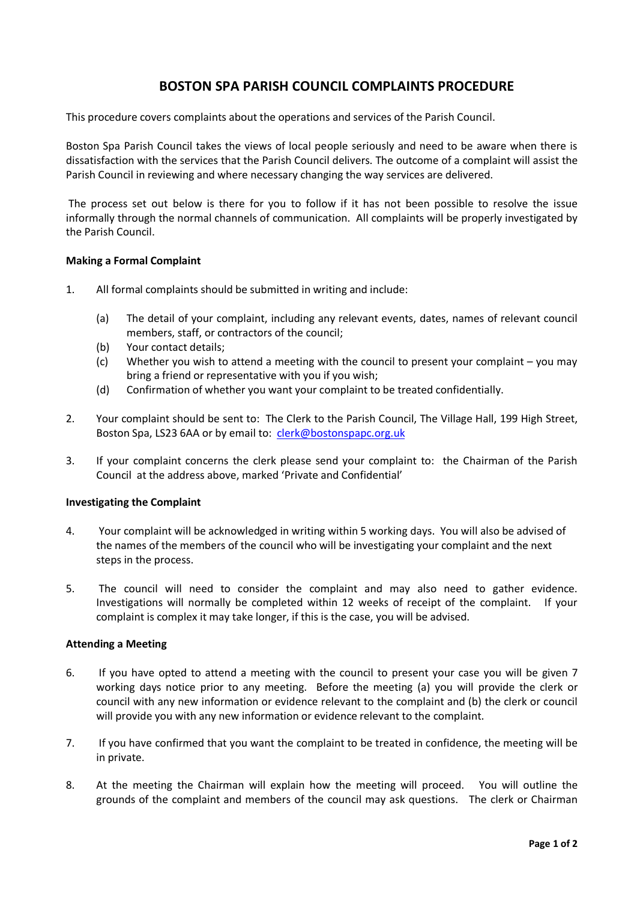# BOSTON SPA PARISH COUNCIL COMPLAINTS PROCEDURE

This procedure covers complaints about the operations and services of the Parish Council.

Boston Spa Parish Council takes the views of local people seriously and need to be aware when there is dissatisfaction with the services that the Parish Council delivers. The outcome of a complaint will assist the Parish Council in reviewing and where necessary changing the way services are delivered.

The process set out below is there for you to follow if it has not been possible to resolve the issue informally through the normal channels of communication. All complaints will be properly investigated by the Parish Council.

**Making a Formal Complaint**

1. All formal complaints should be submitted in writing and include:

   (a) The detail of your complaint, including any relevant events, dates, names of relevant council members, staff, or contractors of the council;
   (b) Your contact details;
   (c) Whether you wish to attend a meeting with the council to present your complaint – you may bring a friend or representative with you if you wish;
   (d) Confirmation of whether you want your complaint to be treated confidentially.

2. Your complaint should be sent to: The Clerk to the Parish Council, The Village Hall, 199 High Street, Boston Spa, LS23 6AA or by email to: clerk@bostonspapc.org.uk

3. If your complaint concerns the clerk please send your complaint to: the Chairman of the Parish Council at the address above, marked 'Private and Confidential'

**Investigating the Complaint**

4. Your complaint will be acknowledged in writing within 5 working days. You will also be advised of the names of the members of the council who will be investigating your complaint and the next steps in the process.

5. The council will need to consider the complaint and may also need to gather evidence. Investigations will normally be completed within 12 weeks of receipt of the complaint. If your complaint is complex it may take longer, if this is the case, you will be advised.

**Attending a Meeting**

6. If you have opted to attend a meeting with the council to present your case you will be given 7 working days notice prior to any meeting. Before the meeting (a) you will provide the clerk or council with any new information or evidence relevant to the complaint and (b) the clerk or council will provide you with any new information or evidence relevant to the complaint.

7. If you have confirmed that you want the complaint to be treated in confidence, the meeting will be in private.

8. At the meeting the Chairman will explain how the meeting will proceed. You will outline the grounds of the complaint and members of the council may ask questions. The clerk or Chairman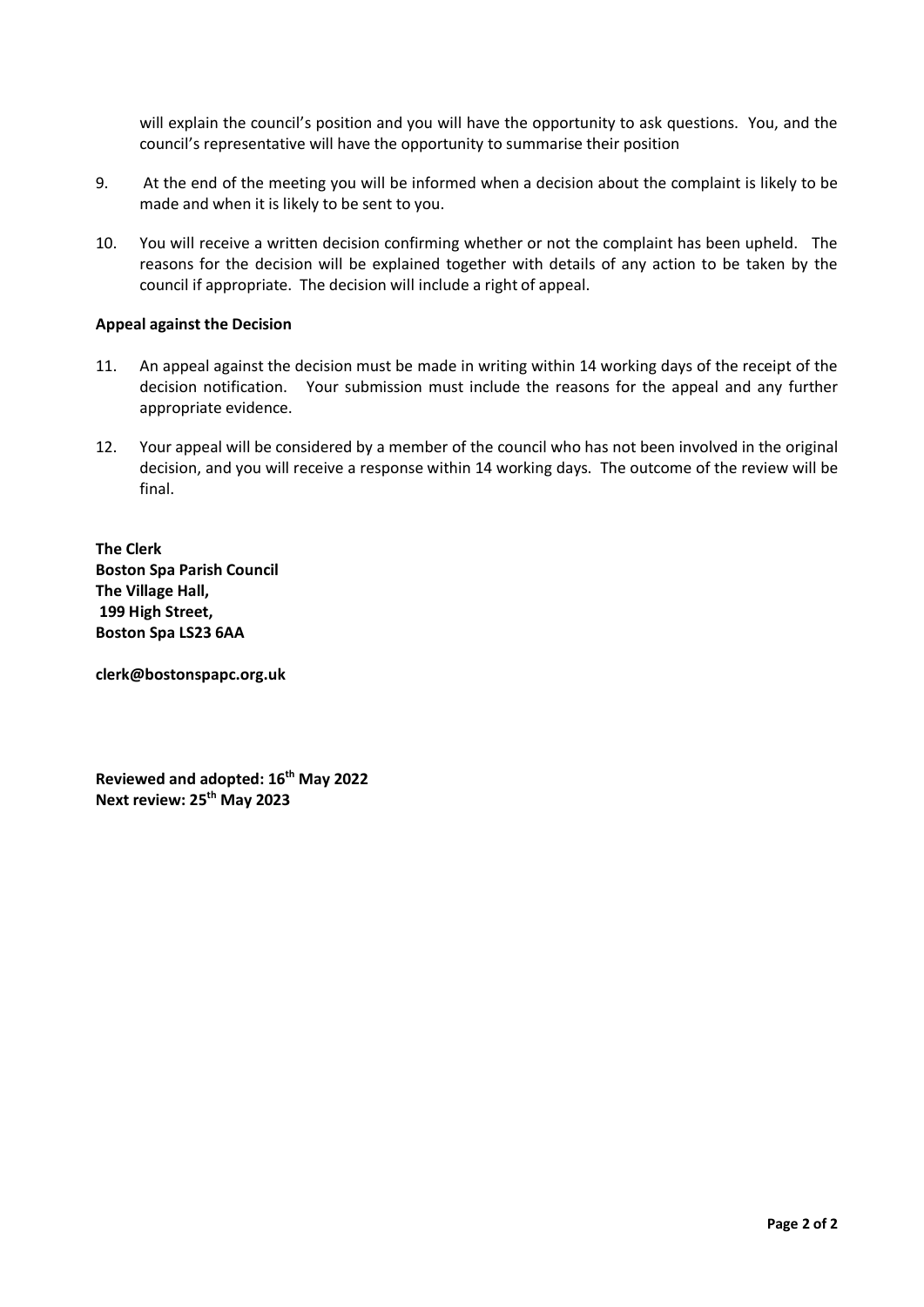will explain the council's position and you will have the opportunity to ask questions. You, and the council's representative will have the opportunity to summarise their position

9. At the end of the meeting you will be informed when a decision about the complaint is likely to be made and when it is likely to be sent to you.

10. You will receive a written decision confirming whether or not the complaint has been upheld. The reasons for the decision will be explained together with details of any action to be taken by the council if appropriate. The decision will include a right of appeal.

**Appeal against the Decision**

11. An appeal against the decision must be made in writing within 14 working days of the receipt of the decision notification. Your submission must include the reasons for the appeal and any further appropriate evidence.

12. Your appeal will be considered by a member of the council who has not been involved in the original decision, and you will receive a response within 14 working days. The outcome of the review will be final.

**The Clerk**
**Boston Spa Parish Council**
**The Village Hall,**
**199 High Street,**
**Boston Spa LS23 6AA**

**clerk@bostonspapc.org.uk**

**Reviewed and adopted: 16th May 2022**
**Next review: 25th May 2023**